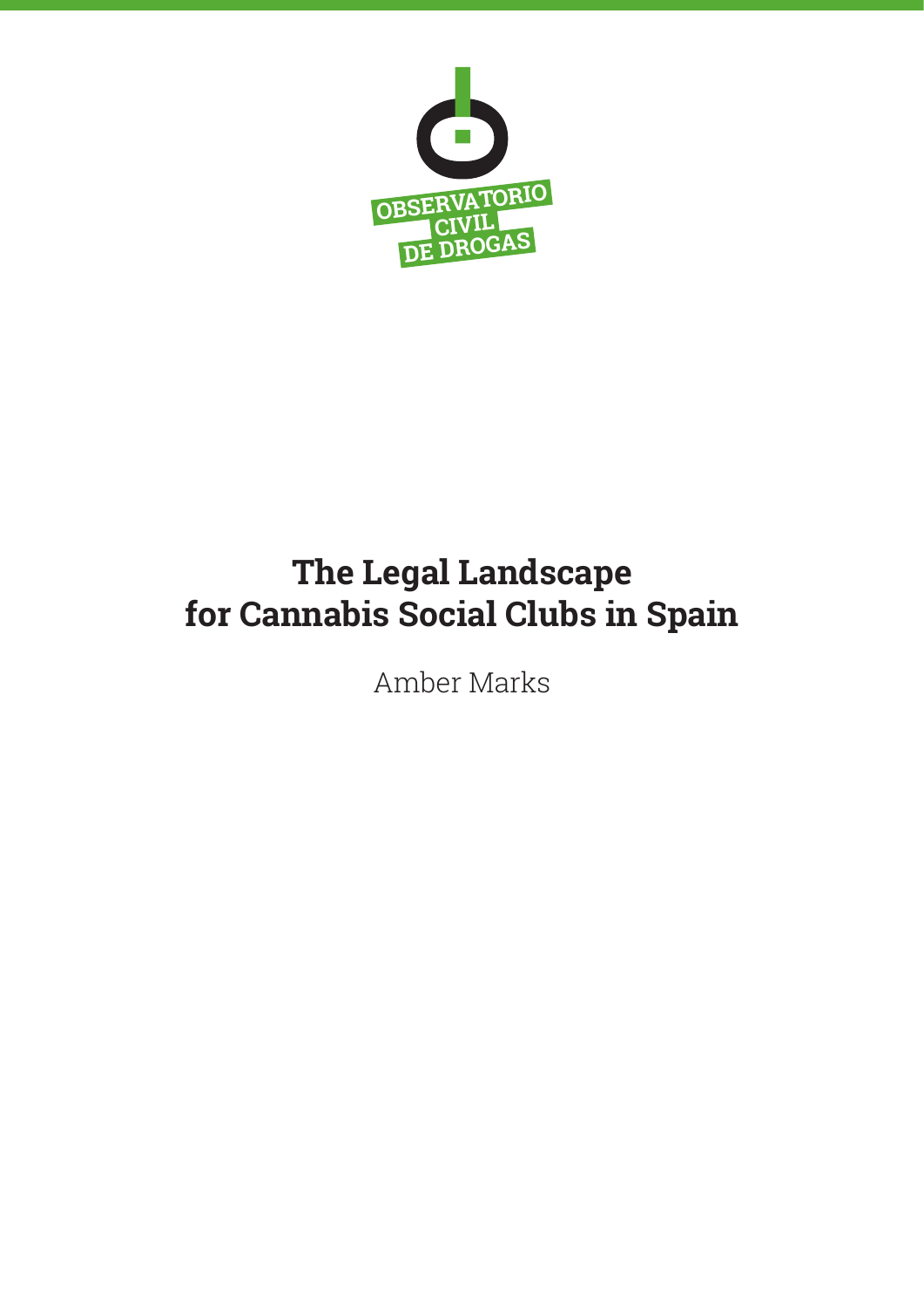OBSERVATORIO CIVIL DE DROGAS

# The Legal Landscape for Cannabis Social Clubs in Spain

Amber Marks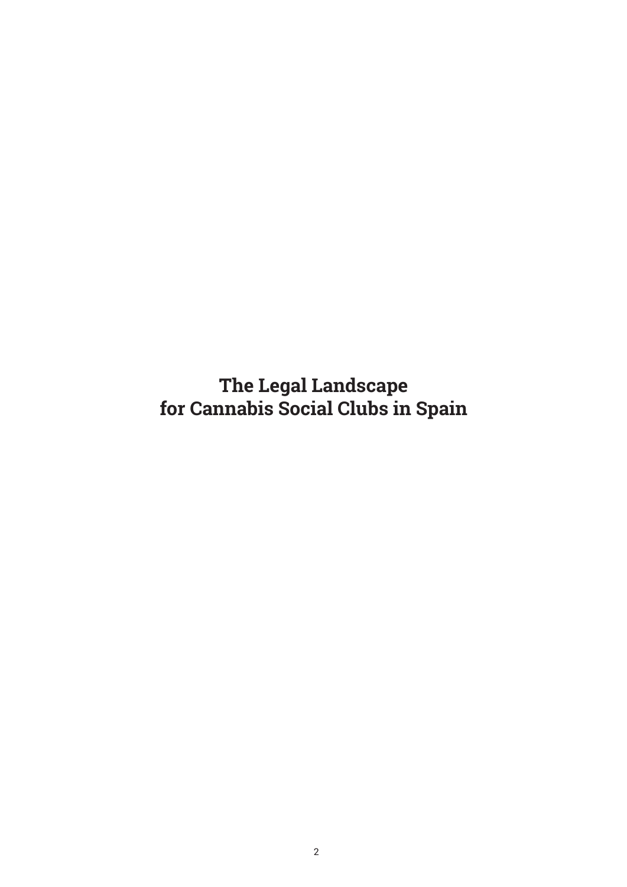# The Legal Landscape for Cannabis Social Clubs in Spain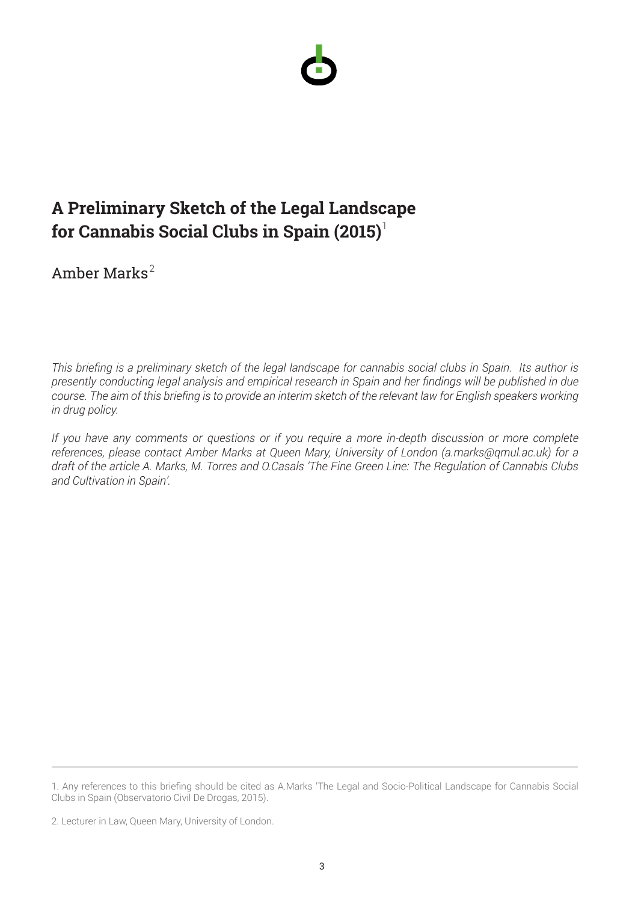# A Preliminary Sketch of the Legal Landscape for Cannabis Social Clubs in Spain (2015)[1]

Amber Marks[2]

*This briefing is a preliminary sketch of the legal landscape for cannabis social clubs in Spain. Its author is presently conducting legal analysis and empirical research in Spain and her findings will be published in due course. The aim of this briefing is to provide an interim sketch of the relevant law for English speakers working in drug policy.*

*If you have any comments or questions or if you require a more in-depth discussion or more complete references, please contact Amber Marks at Queen Mary, University of London (a.marks@qmul.ac.uk) for a draft of the article A. Marks, M. Torres and O.Casals 'The Fine Green Line: The Regulation of Cannabis Clubs and Cultivation in Spain'.*

---

1. Any references to this briefing should be cited as A.Marks 'The Legal and Socio-Political Landscape for Cannabis Social Clubs in Spain (Observatorio Civil De Drogas, 2015).

2. Lecturer in Law, Queen Mary, University of London.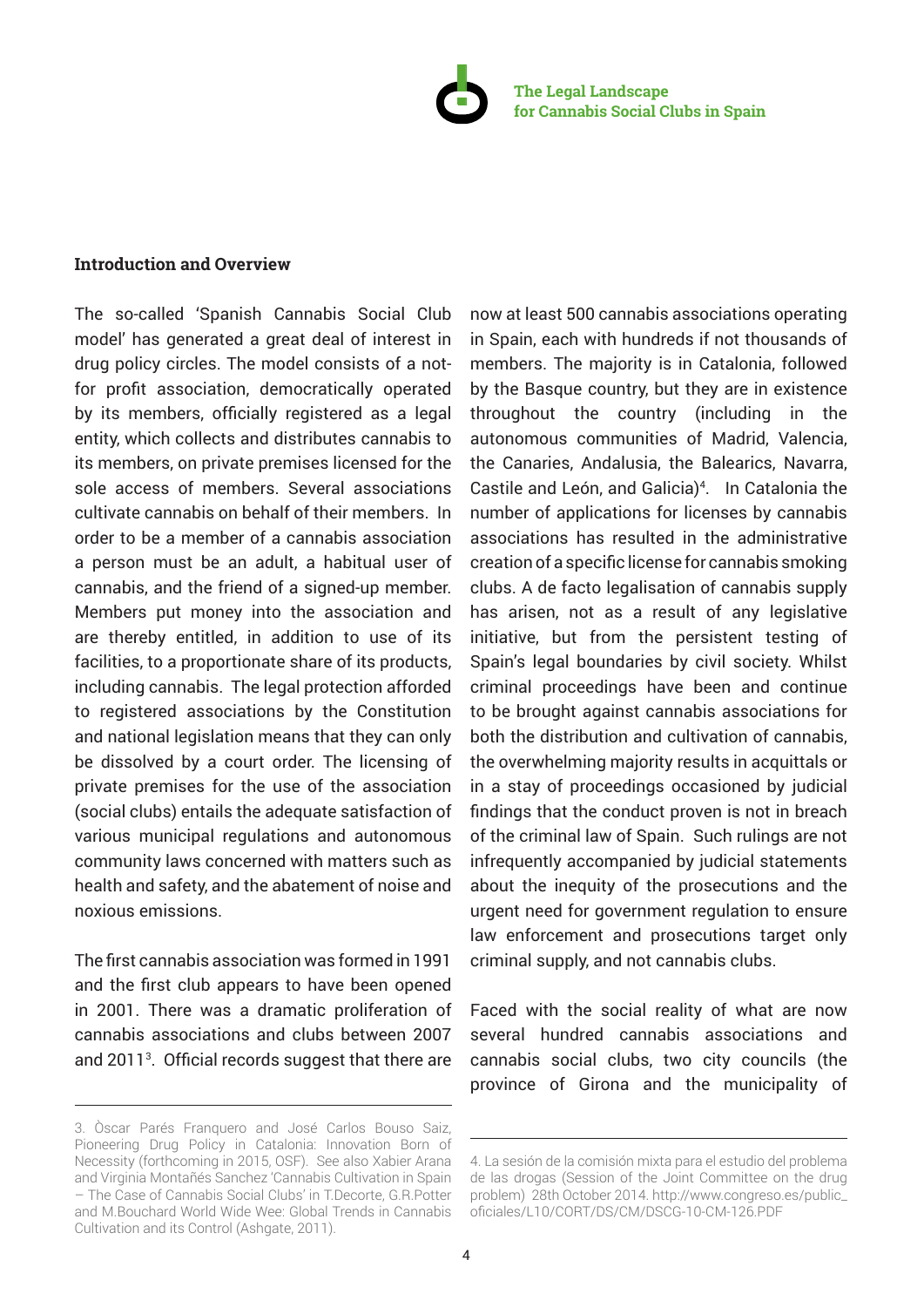## Introduction and Overview

The so-called 'Spanish Cannabis Social Club model' has generated a great deal of interest in drug policy circles. The model consists of a not-for profit association, democratically operated by its members, officially registered as a legal entity, which collects and distributes cannabis to its members, on private premises licensed for the sole access of members. Several associations cultivate cannabis on behalf of their members. In order to be a member of a cannabis association a person must be an adult, a habitual user of cannabis, and the friend of a signed-up member. Members put money into the association and are thereby entitled, in addition to use of its facilities, to a proportionate share of its products, including cannabis. The legal protection afforded to registered associations by the Constitution and national legislation means that they can only be dissolved by a court order. The licensing of private premises for the use of the association (social clubs) entails the adequate satisfaction of various municipal regulations and autonomous community laws concerned with matters such as health and safety, and the abatement of noise and noxious emissions.

The first cannabis association was formed in 1991 and the first club appears to have been opened in 2001. There was a dramatic proliferation of cannabis associations and clubs between 2007 and 2011[3]. Official records suggest that there are now at least 500 cannabis associations operating in Spain, each with hundreds if not thousands of members. The majority is in Catalonia, followed by the Basque country, but they are in existence throughout the country (including in the autonomous communities of Madrid, Valencia, the Canaries, Andalusia, the Balearics, Navarra, Castile and León, and Galicia)[4]. In Catalonia the number of applications for licenses by cannabis associations has resulted in the administrative creation of a specific license for cannabis smoking clubs. A de facto legalisation of cannabis supply has arisen, not as a result of any legislative initiative, but from the persistent testing of Spain's legal boundaries by civil society. Whilst criminal proceedings have been and continue to be brought against cannabis associations for both the distribution and cultivation of cannabis, the overwhelming majority results in acquittals or in a stay of proceedings occasioned by judicial findings that the conduct proven is not in breach of the criminal law of Spain. Such rulings are not infrequently accompanied by judicial statements about the inequity of the prosecutions and the urgent need for government regulation to ensure law enforcement and prosecutions target only criminal supply, and not cannabis clubs.

Faced with the social reality of what are now several hundred cannabis associations and cannabis social clubs, two city councils (the province of Girona and the municipality of

---

3. Òscar Parés Franquero and José Carlos Bouso Saiz, Pioneering Drug Policy in Catalonia: Innovation Born of Necessity (forthcoming in 2015, OSF). See also Xabier Arana and Virginia Montañés Sanchez 'Cannabis Cultivation in Spain – The Case of Cannabis Social Clubs' in T.Decorte, G.R.Potter and M.Bouchard World Wide Wee: Global Trends in Cannabis Cultivation and its Control (Ashgate, 2011).

4. La sesión de la comisión mixta para el estudio del problema de las drogas (Session of the Joint Committee on the drug problem) 28th October 2014. http://www.congreso.es/public_oficiales/L10/CORT/DS/CM/DSCG-10-CM-126.PDF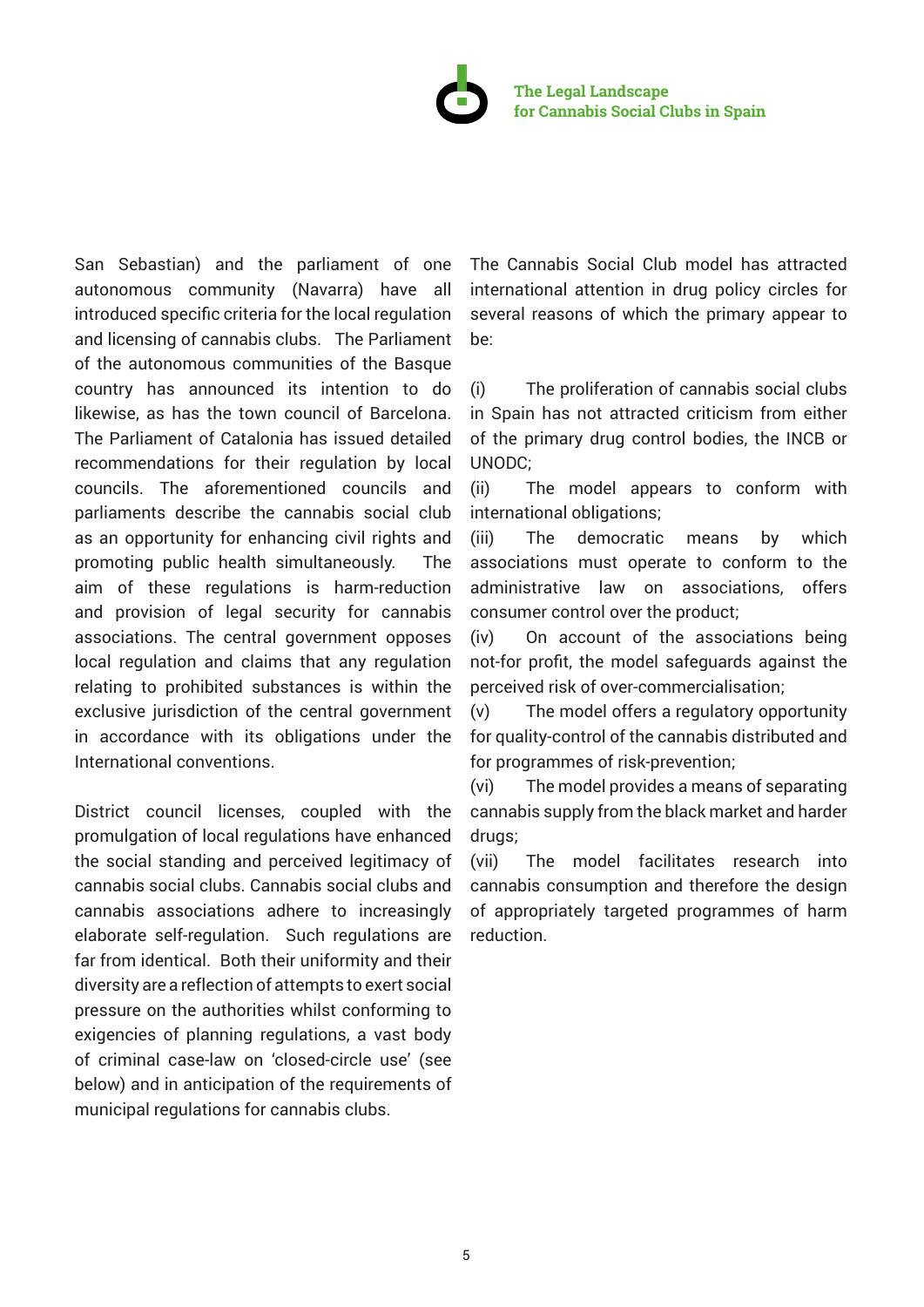San Sebastian) and the parliament of one autonomous community (Navarra) have all introduced specific criteria for the local regulation and licensing of cannabis clubs. The Parliament of the autonomous communities of the Basque country has announced its intention to do likewise, as has the town council of Barcelona. The Parliament of Catalonia has issued detailed recommendations for their regulation by local councils. The aforementioned councils and parliaments describe the cannabis social club as an opportunity for enhancing civil rights and promoting public health simultaneously. The aim of these regulations is harm-reduction and provision of legal security for cannabis associations. The central government opposes local regulation and claims that any regulation relating to prohibited substances is within the exclusive jurisdiction of the central government in accordance with its obligations under the International conventions.

District council licenses, coupled with the promulgation of local regulations have enhanced the social standing and perceived legitimacy of cannabis social clubs. Cannabis social clubs and cannabis associations adhere to increasingly elaborate self-regulation. Such regulations are far from identical. Both their uniformity and their diversity are a reflection of attempts to exert social pressure on the authorities whilst conforming to exigencies of planning regulations, a vast body of criminal case-law on 'closed-circle use' (see below) and in anticipation of the requirements of municipal regulations for cannabis clubs.

The Cannabis Social Club model has attracted international attention in drug policy circles for several reasons of which the primary appear to be:

(i) The proliferation of cannabis social clubs in Spain has not attracted criticism from either of the primary drug control bodies, the INCB or UNODC;

(ii) The model appears to conform with international obligations;

(iii) The democratic means by which associations must operate to conform to the administrative law on associations, offers consumer control over the product;

(iv) On account of the associations being not-for profit, the model safeguards against the perceived risk of over-commercialisation;

(v) The model offers a regulatory opportunity for quality-control of the cannabis distributed and for programmes of risk-prevention;

(vi) The model provides a means of separating cannabis supply from the black market and harder drugs;

(vii) The model facilitates research into cannabis consumption and therefore the design of appropriately targeted programmes of harm reduction.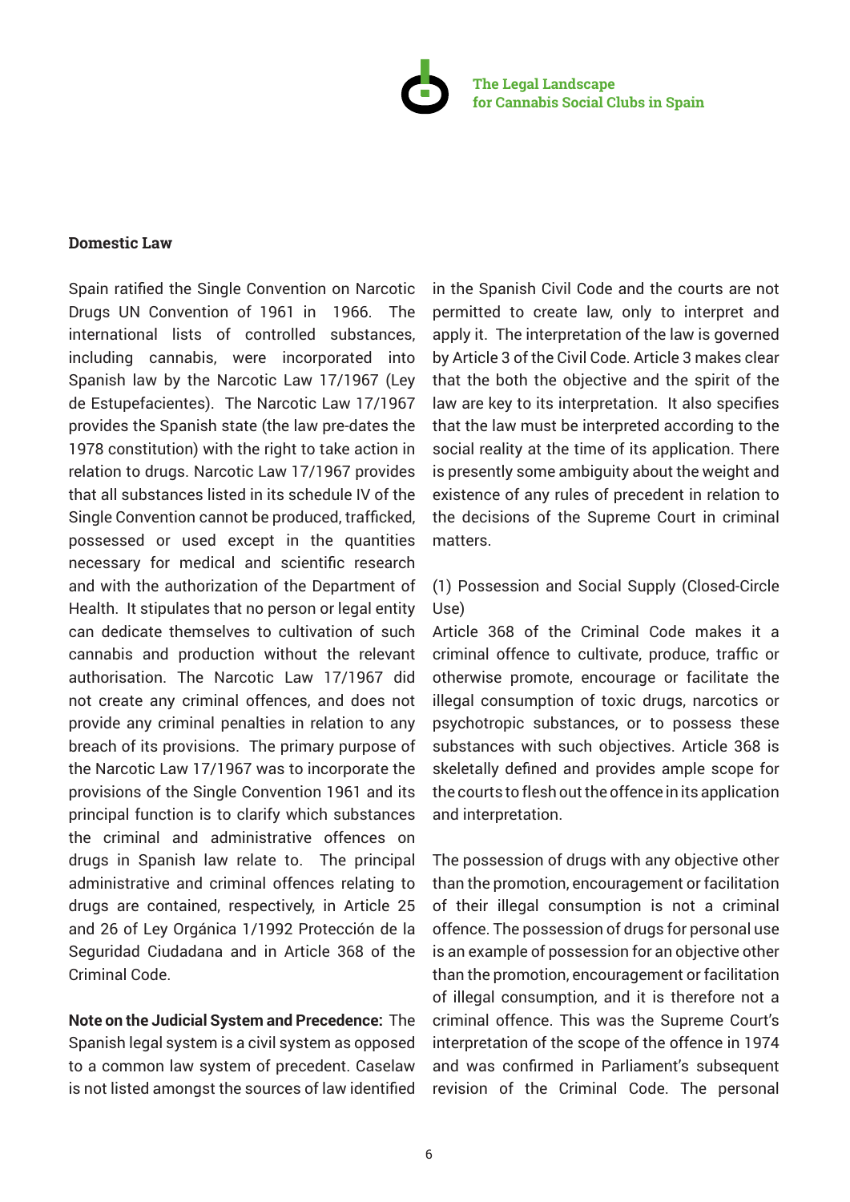## Domestic Law

Spain ratified the Single Convention on Narcotic Drugs UN Convention of 1961 in 1966. The international lists of controlled substances, including cannabis, were incorporated into Spanish law by the Narcotic Law 17/1967 (Ley de Estupefacientes). The Narcotic Law 17/1967 provides the Spanish state (the law pre-dates the 1978 constitution) with the right to take action in relation to drugs. Narcotic Law 17/1967 provides that all substances listed in its schedule IV of the Single Convention cannot be produced, trafficked, possessed or used except in the quantities necessary for medical and scientific research and with the authorization of the Department of Health. It stipulates that no person or legal entity can dedicate themselves to cultivation of such cannabis and production without the relevant authorisation. The Narcotic Law 17/1967 did not create any criminal offences, and does not provide any criminal penalties in relation to any breach of its provisions. The primary purpose of the Narcotic Law 17/1967 was to incorporate the provisions of the Single Convention 1961 and its principal function is to clarify which substances the criminal and administrative offences on drugs in Spanish law relate to. The principal administrative and criminal offences relating to drugs are contained, respectively, in Article 25 and 26 of Ley Orgánica 1/1992 Protección de la Seguridad Ciudadana and in Article 368 of the Criminal Code.

**Note on the Judicial System and Precedence:** The Spanish legal system is a civil system as opposed to a common law system of precedent. Caselaw is not listed amongst the sources of law identified in the Spanish Civil Code and the courts are not permitted to create law, only to interpret and apply it. The interpretation of the law is governed by Article 3 of the Civil Code. Article 3 makes clear that the both the objective and the spirit of the law are key to its interpretation. It also specifies that the law must be interpreted according to the social reality at the time of its application. There is presently some ambiguity about the weight and existence of any rules of precedent in relation to the decisions of the Supreme Court in criminal matters.

(1) Possession and Social Supply (Closed-Circle Use)

Article 368 of the Criminal Code makes it a criminal offence to cultivate, produce, traffic or otherwise promote, encourage or facilitate the illegal consumption of toxic drugs, narcotics or psychotropic substances, or to possess these substances with such objectives. Article 368 is skeletally defined and provides ample scope for the courts to flesh out the offence in its application and interpretation.

The possession of drugs with any objective other than the promotion, encouragement or facilitation of their illegal consumption is not a criminal offence. The possession of drugs for personal use is an example of possession for an objective other than the promotion, encouragement or facilitation of illegal consumption, and it is therefore not a criminal offence. This was the Supreme Court's interpretation of the scope of the offence in 1974 and was confirmed in Parliament's subsequent revision of the Criminal Code. The personal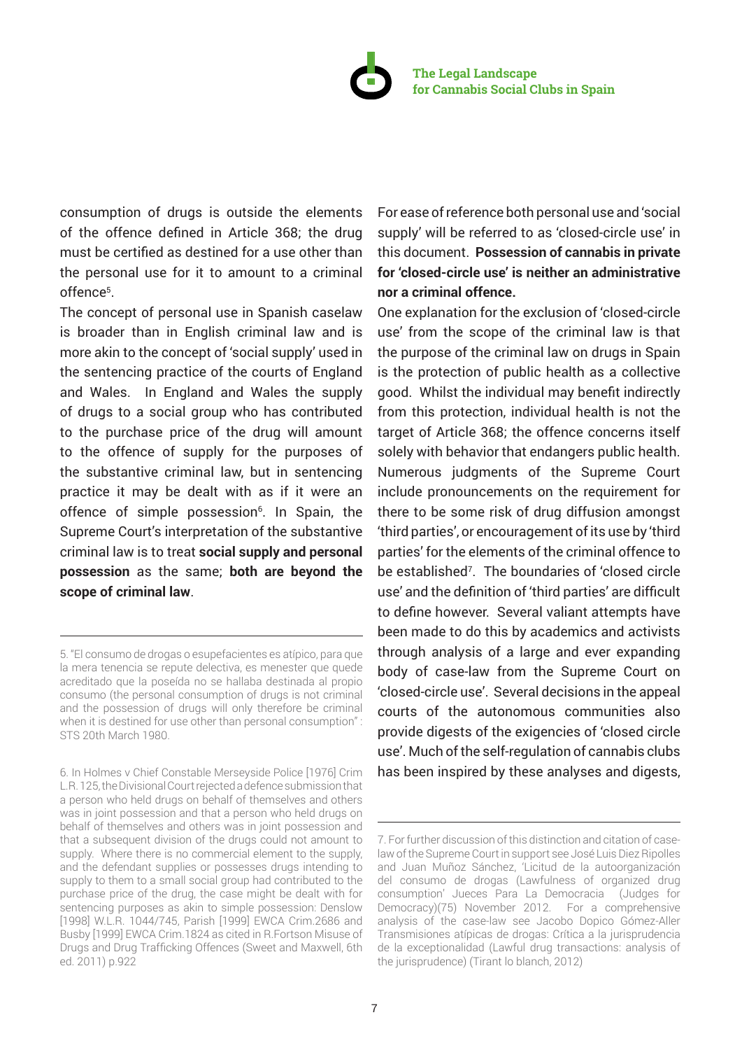consumption of drugs is outside the elements of the offence defined in Article 368; the drug must be certified as destined for a use other than the personal use for it to amount to a criminal offence[5].

The concept of personal use in Spanish caselaw is broader than in English criminal law and is more akin to the concept of 'social supply' used in the sentencing practice of the courts of England and Wales. In England and Wales the supply of drugs to a social group who has contributed to the purchase price of the drug will amount to the offence of supply for the purposes of the substantive criminal law, but in sentencing practice it may be dealt with as if it were an offence of simple possession[6]. In Spain, the Supreme Court's interpretation of the substantive criminal law is to treat **social supply and personal possession** as the same; **both are beyond the scope of criminal law**.

For ease of reference both personal use and 'social supply' will be referred to as 'closed-circle use' in this document. **Possession of cannabis in private for 'closed-circle use' is neither an administrative nor a criminal offence.**

One explanation for the exclusion of 'closed-circle use' from the scope of the criminal law is that the purpose of the criminal law on drugs in Spain is the protection of public health as a collective good. Whilst the individual may benefit indirectly from this protection, individual health is not the target of Article 368; the offence concerns itself solely with behavior that endangers public health. Numerous judgments of the Supreme Court include pronouncements on the requirement for there to be some risk of drug diffusion amongst 'third parties', or encouragement of its use by 'third parties' for the elements of the criminal offence to be established[7]. The boundaries of 'closed circle use' and the definition of 'third parties' are difficult to define however. Several valiant attempts have been made to do this by academics and activists through analysis of a large and ever expanding body of case-law from the Supreme Court on 'closed-circle use'. Several decisions in the appeal courts of the autonomous communities also provide digests of the exigencies of 'closed circle use'. Much of the self-regulation of cannabis clubs has been inspired by these analyses and digests,

---

5. "El consumo de drogas o esupefacientes es atípico, para que la mera tenencia se repute delectiva, es menester que quede acreditado que la poseída no se hallaba destinada al propio consumo (the personal consumption of drugs is not criminal and the possession of drugs will only therefore be criminal when it is destined for use other than personal consumption" : STS 20th March 1980.

6. In Holmes v Chief Constable Merseyside Police [1976] Crim L.R. 125, the Divisional Court rejected a defence submission that a person who held drugs on behalf of themselves and others was in joint possession and that a person who held drugs on behalf of themselves and others was in joint possession and that a subsequent division of the drugs could not amount to supply. Where there is no commercial element to the supply, and the defendant supplies or possesses drugs intending to supply to them to a small social group had contributed to the purchase price of the drug, the case might be dealt with for sentencing purposes as akin to simple possession: Denslow [1998] W.L.R. 1044/745, Parish [1999] EWCA Crim.2686 and Busby [1999] EWCA Crim.1824 as cited in R.Fortson Misuse of Drugs and Drug Trafficking Offences (Sweet and Maxwell, 6th ed. 2011) p.922

7. For further discussion of this distinction and citation of case-law of the Supreme Court in support see José Luis Diez Ripolles and Juan Muñoz Sánchez, 'Licitud de la autoorganización del consumo de drogas (Lawfulness of organized drug consumption' Jueces Para La Democracia (Judges for Democracy)(75) November 2012. For a comprehensive analysis of the case-law see Jacobo Dopico Gómez-Aller Transmisiones atípicas de drogas: Crítica a la jurisprudencia de la exceptionalidad (Lawful drug transactions: analysis of the jurisprudence) (Tirant lo blanch, 2012)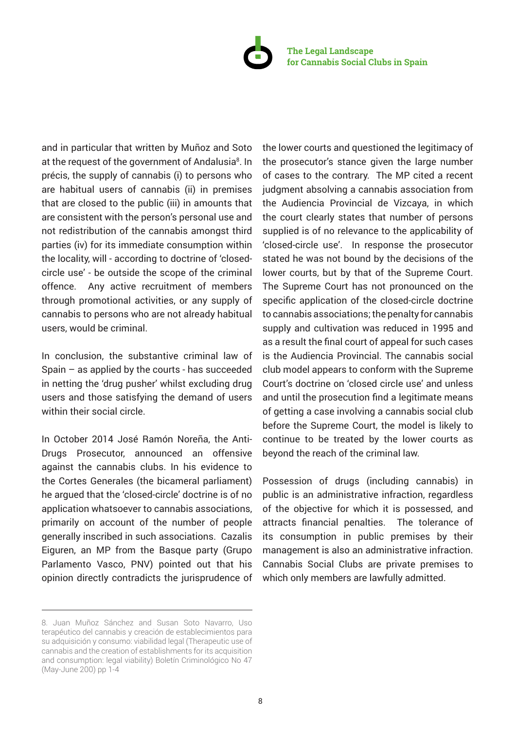and in particular that written by Muñoz and Soto at the request of the government of Andalusia[8]. In précis, the supply of cannabis (i) to persons who are habitual users of cannabis (ii) in premises that are closed to the public (iii) in amounts that are consistent with the person's personal use and not redistribution of the cannabis amongst third parties (iv) for its immediate consumption within the locality, will - according to doctrine of 'closed-circle use' - be outside the scope of the criminal offence. Any active recruitment of members through promotional activities, or any supply of cannabis to persons who are not already habitual users, would be criminal.

In conclusion, the substantive criminal law of Spain – as applied by the courts - has succeeded in netting the 'drug pusher' whilst excluding drug users and those satisfying the demand of users within their social circle.

In October 2014 José Ramón Noreña, the Anti-Drugs Prosecutor, announced an offensive against the cannabis clubs. In his evidence to the Cortes Generales (the bicameral parliament) he argued that the 'closed-circle' doctrine is of no application whatsoever to cannabis associations, primarily on account of the number of people generally inscribed in such associations. Cazalis Eiguren, an MP from the Basque party (Grupo Parlamento Vasco, PNV) pointed out that his opinion directly contradicts the jurisprudence of the lower courts and questioned the legitimacy of the prosecutor's stance given the large number of cases to the contrary. The MP cited a recent judgment absolving a cannabis association from the Audiencia Provincial de Vizcaya, in which the court clearly states that number of persons supplied is of no relevance to the applicability of 'closed-circle use'. In response the prosecutor stated he was not bound by the decisions of the lower courts, but by that of the Supreme Court. The Supreme Court has not pronounced on the specific application of the closed-circle doctrine to cannabis associations; the penalty for cannabis supply and cultivation was reduced in 1995 and as a result the final court of appeal for such cases is the Audiencia Provincial. The cannabis social club model appears to conform with the Supreme Court's doctrine on 'closed circle use' and unless and until the prosecution find a legitimate means of getting a case involving a cannabis social club before the Supreme Court, the model is likely to continue to be treated by the lower courts as beyond the reach of the criminal law.

Possession of drugs (including cannabis) in public is an administrative infraction, regardless of the objective for which it is possessed, and attracts financial penalties. The tolerance of its consumption in public premises by their management is also an administrative infraction. Cannabis Social Clubs are private premises to which only members are lawfully admitted.

---

8. Juan Muñoz Sánchez and Susan Soto Navarro, Uso terapéutico del cannabis y creación de establecimientos para su adquisición y consumo: viabilidad legal (Therapeutic use of cannabis and the creation of establishments for its acquisition and consumption: legal viability) Boletín Criminológico No 47 (May-June 200) pp 1-4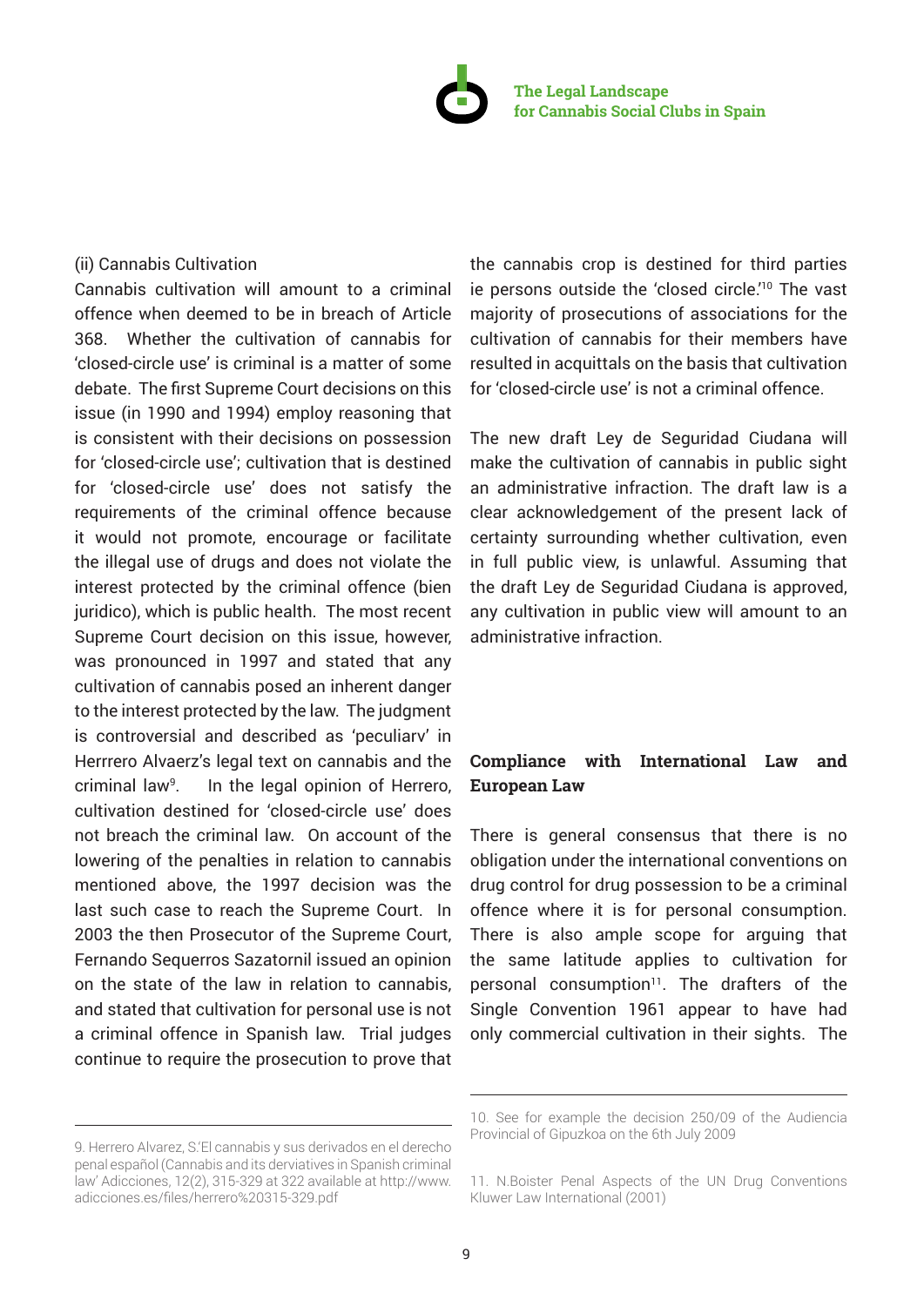(ii) Cannabis Cultivation

Cannabis cultivation will amount to a criminal offence when deemed to be in breach of Article 368. Whether the cultivation of cannabis for 'closed-circle use' is criminal is a matter of some debate. The first Supreme Court decisions on this issue (in 1990 and 1994) employ reasoning that is consistent with their decisions on possession for 'closed-circle use'; cultivation that is destined for 'closed-circle use' does not satisfy the requirements of the criminal offence because it would not promote, encourage or facilitate the illegal use of drugs and does not violate the interest protected by the criminal offence (bien juridico), which is public health. The most recent Supreme Court decision on this issue, however, was pronounced in 1997 and stated that any cultivation of cannabis posed an inherent danger to the interest protected by the law. The judgment is controversial and described as 'peculiarv' in Herrrero Alvaerz's legal text on cannabis and the criminal law[9]. In the legal opinion of Herrero, cultivation destined for 'closed-circle use' does not breach the criminal law. On account of the lowering of the penalties in relation to cannabis mentioned above, the 1997 decision was the last such case to reach the Supreme Court. In 2003 the then Prosecutor of the Supreme Court, Fernando Sequerros Sazatornil issued an opinion on the state of the law in relation to cannabis, and stated that cultivation for personal use is not a criminal offence in Spanish law. Trial judges continue to require the prosecution to prove that the cannabis crop is destined for third parties ie persons outside the 'closed circle.'[10] The vast majority of prosecutions of associations for the cultivation of cannabis for their members have resulted in acquittals on the basis that cultivation for 'closed-circle use' is not a criminal offence.

The new draft Ley de Seguridad Ciudana will make the cultivation of cannabis in public sight an administrative infraction. The draft law is a clear acknowledgement of the present lack of certainty surrounding whether cultivation, even in full public view, is unlawful. Assuming that the draft Ley de Seguridad Ciudana is approved, any cultivation in public view will amount to an administrative infraction.

## Compliance with International Law and European Law

There is general consensus that there is no obligation under the international conventions on drug control for drug possession to be a criminal offence where it is for personal consumption. There is also ample scope for arguing that the same latitude applies to cultivation for personal consumption[11]. The drafters of the Single Convention 1961 appear to have had only commercial cultivation in their sights. The

---

9. Herrero Alvarez, S.'El cannabis y sus derivados en el derecho penal español (Cannabis and its derviatives in Spanish criminal law' Adicciones, 12(2), 315-329 at 322 available at http://www.adicciones.es/files/herrero%20315-329.pdf

10. See for example the decision 250/09 of the Audiencia Provincial of Gipuzkoa on the 6th July 2009

11. N.Boister Penal Aspects of the UN Drug Conventions Kluwer Law International (2001)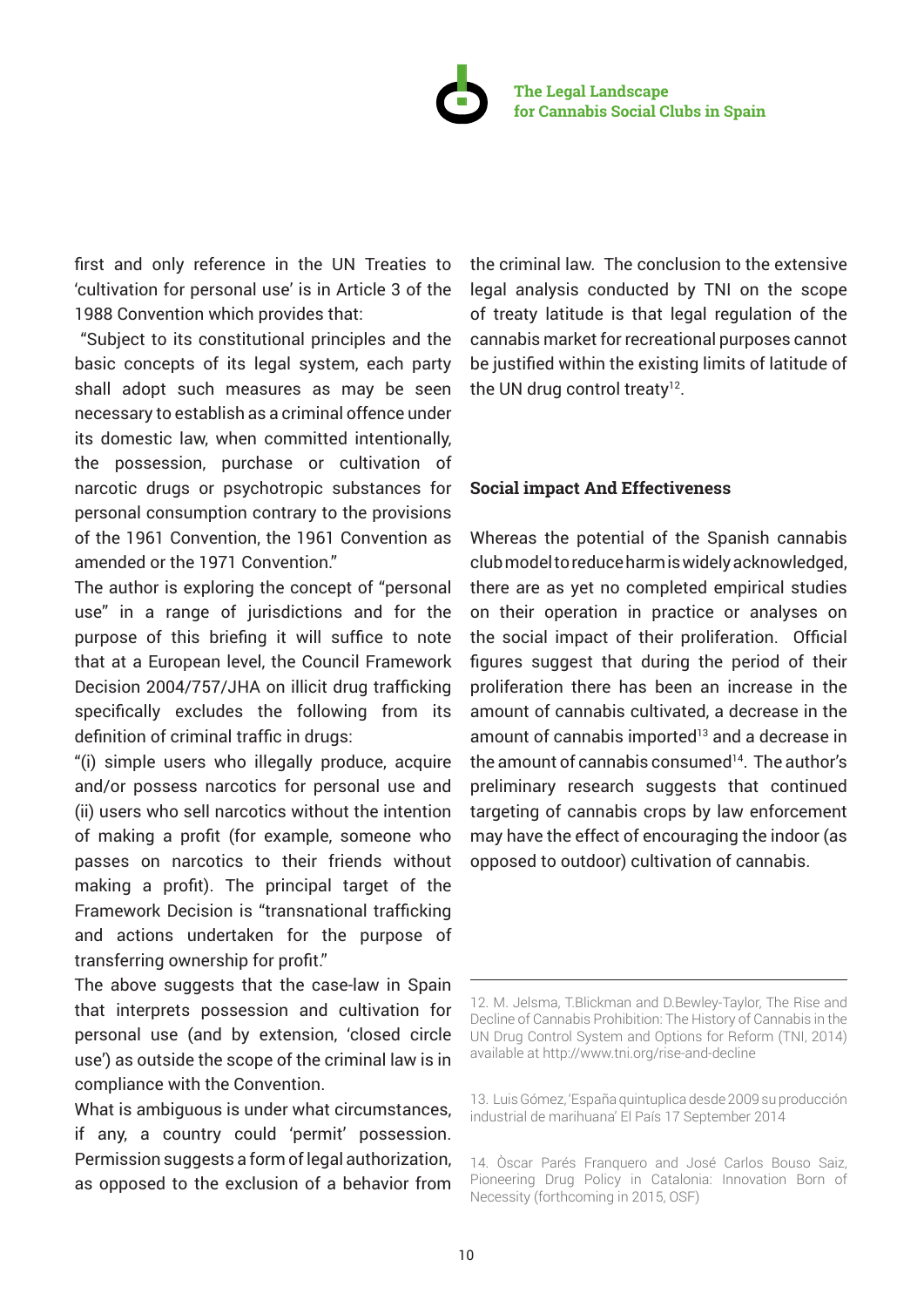first and only reference in the UN Treaties to 'cultivation for personal use' is in Article 3 of the 1988 Convention which provides that:

"Subject to its constitutional principles and the basic concepts of its legal system, each party shall adopt such measures as may be seen necessary to establish as a criminal offence under its domestic law, when committed intentionally, the possession, purchase or cultivation of narcotic drugs or psychotropic substances for personal consumption contrary to the provisions of the 1961 Convention, the 1961 Convention as amended or the 1971 Convention."

The author is exploring the concept of "personal use" in a range of jurisdictions and for the purpose of this briefing it will suffice to note that at a European level, the Council Framework Decision 2004/757/JHA on illicit drug trafficking specifically excludes the following from its definition of criminal traffic in drugs:

"(i) simple users who illegally produce, acquire and/or possess narcotics for personal use and (ii) users who sell narcotics without the intention of making a profit (for example, someone who passes on narcotics to their friends without making a profit). The principal target of the Framework Decision is "transnational trafficking and actions undertaken for the purpose of transferring ownership for profit."

The above suggests that the case-law in Spain that interprets possession and cultivation for personal use (and by extension, 'closed circle use') as outside the scope of the criminal law is in compliance with the Convention.

What is ambiguous is under what circumstances, if any, a country could 'permit' possession. Permission suggests a form of legal authorization, as opposed to the exclusion of a behavior from the criminal law. The conclusion to the extensive legal analysis conducted by TNI on the scope of treaty latitude is that legal regulation of the cannabis market for recreational purposes cannot be justified within the existing limits of latitude of the UN drug control treaty[12].

### Social impact And Effectiveness

Whereas the potential of the Spanish cannabis club model to reduce harm is widely acknowledged, there are as yet no completed empirical studies on their operation in practice or analyses on the social impact of their proliferation. Official figures suggest that during the period of their proliferation there has been an increase in the amount of cannabis cultivated, a decrease in the amount of cannabis imported[13] and a decrease in the amount of cannabis consumed[14]. The author's preliminary research suggests that continued targeting of cannabis crops by law enforcement may have the effect of encouraging the indoor (as opposed to outdoor) cultivation of cannabis.

---

12. M. Jelsma, T.Blickman and D.Bewley-Taylor, The Rise and Decline of Cannabis Prohibition: The History of Cannabis in the UN Drug Control System and Options for Reform (TNI, 2014) available at http://www.tni.org/rise-and-decline

13. Luis Gómez, 'España quintuplica desde 2009 su producción industrial de marihuana' El País 17 September 2014

14. Òscar Parés Franquero and José Carlos Bouso Saiz, Pioneering Drug Policy in Catalonia: Innovation Born of Necessity (forthcoming in 2015, OSF)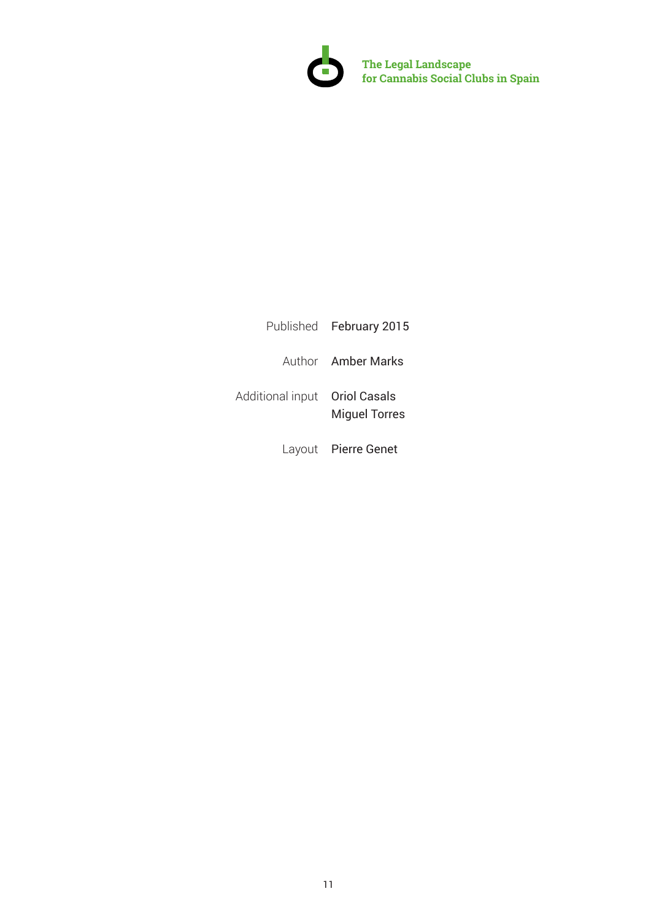**The Legal Landscape for Cannabis Social Clubs in Spain**

| | |
|---|---|
| Published | February 2015 |
| Author | Amber Marks |
| Additional input | Oriol Casals<br>Miguel Torres |
| Layout | Pierre Genet |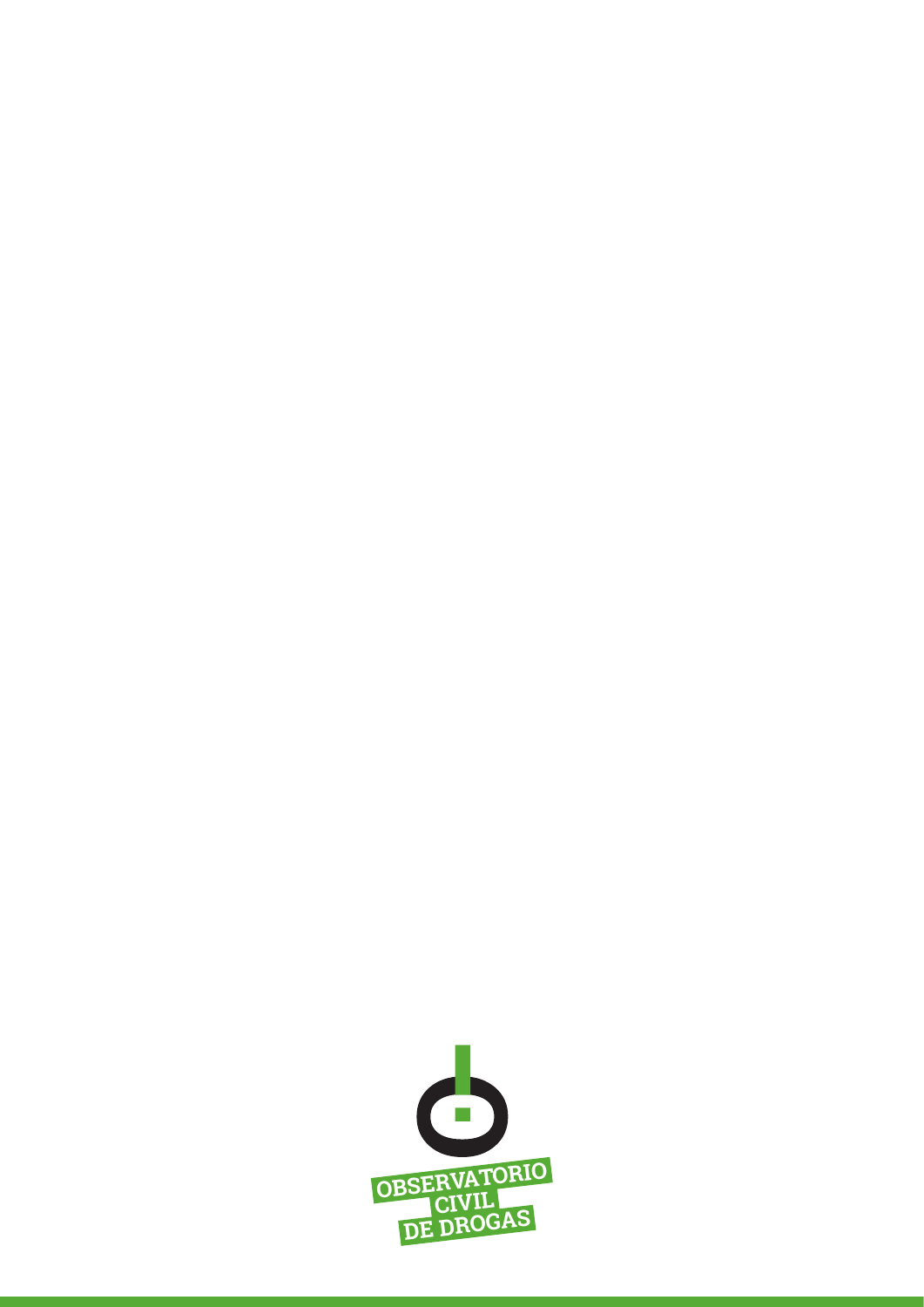OBSERVATORIO
CIVIL
DE DROGAS